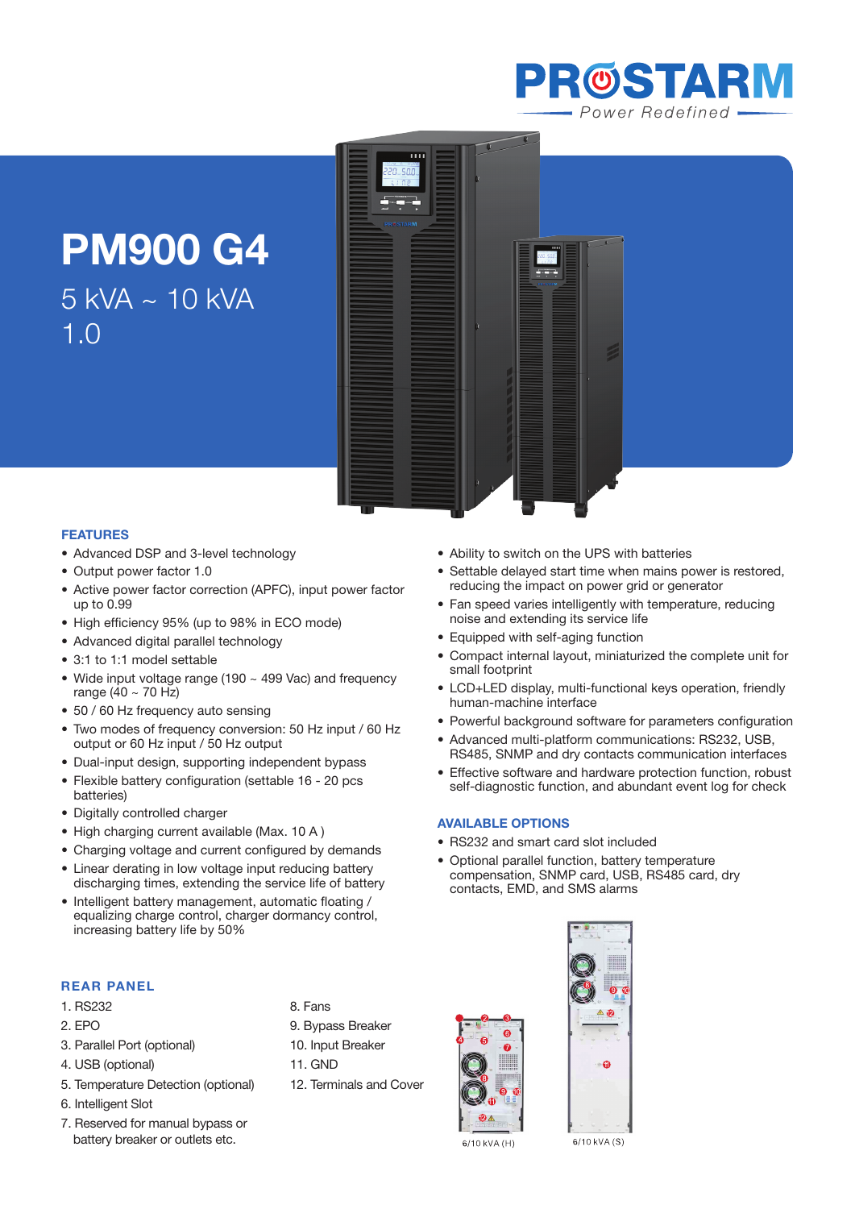PROSTARM

Power Redefined

# PM900 G4

5 kVA ~ 10 kVA

1.0

## FEATURES

- Advanced DSP and 3-level technology
- Output power factor 1.0
- Active power factor correction (APFC), input power factor up to 0.99
- High efficiency 95% (up to 98% in ECO mode)
- Advanced digital parallel technology
- 3:1 to 1:1 model settable
- Wide input voltage range (190 ~ 499 Vac) and frequency range (40 ~ 70 Hz)
- 50 / 60 Hz frequency auto sensing
- Two modes of frequency conversion: 50 Hz input / 60 Hz output or 60 Hz input / 50 Hz output
- Dual-input design, supporting independent bypass
- Flexible battery configuration (settable 16 - 20 pcs batteries)
- Digitally controlled charger
- High charging current available (Max. 10 A )
- Charging voltage and current configured by demands
- Linear derating in low voltage input reducing battery discharging times, extending the service life of battery
- Intelligent battery management, automatic floating / equalizing charge control, charger dormancy control, increasing battery life by 50%
- Ability to switch on the UPS with batteries
- Settable delayed start time when mains power is restored, reducing the impact on power grid or generator
- Fan speed varies intelligently with temperature, reducing noise and extending its service life
- Equipped with self-aging function
- Compact internal layout, miniaturized the complete unit for small footprint
- LCD+LED display, multi-functional keys operation, friendly human-machine interface
- Powerful background software for parameters configuration
- Advanced multi-platform communications: RS232, USB, RS485, SNMP and dry contacts communication interfaces
- Effective software and hardware protection function, robust self-diagnostic function, and abundant event log for check

## AVAILABLE OPTIONS

- RS232 and smart card slot included
- Optional parallel function, battery temperature compensation, SNMP card, USB, RS485 card, dry contacts, EMD, and SMS alarms

## REAR PANEL

1. RS232
2. EPO
3. Parallel Port (optional)
4. USB (optional)
5. Temperature Detection (optional)
6. Intelligent Slot
7. Reserved for manual bypass or battery breaker or outlets etc.
8. Fans
9. Bypass Breaker
10. Input Breaker
11. GND
12. Terminals and Cover

6/10 kVA (H)

6/10 kVA (S)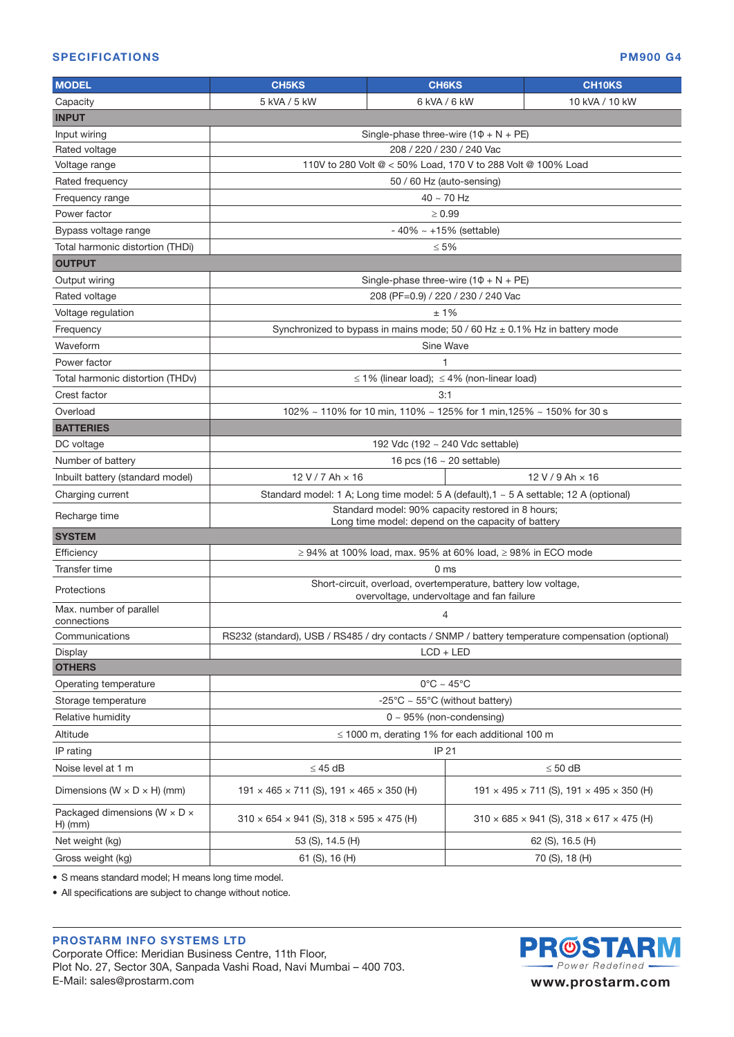## SPECIFICATIONS

**PM900 G4**

| MODEL | CH5KS | CH6KS | CH10KS |
|---|---|---|---|
| Capacity | 5 kVA / 5 kW | 6 kVA / 6 kW | 10 kVA / 10 kW |
| **INPUT** | | | |
| Input wiring | Single-phase three-wire (1Φ + N + PE) | | |
| Rated voltage | 208 / 220 / 230 / 240 Vac | | |
| Voltage range | 110V to 280 Volt @ < 50% Load, 170 V to 288 Volt @ 100% Load | | |
| Rated frequency | 50 / 60 Hz (auto-sensing) | | |
| Frequency range | 40 ~ 70 Hz | | |
| Power factor | ≥ 0.99 | | |
| Bypass voltage range | - 40% ~ +15% (settable) | | |
| Total harmonic distortion (THDi) | ≤ 5% | | |
| **OUTPUT** | | | |
| Output wiring | Single-phase three-wire (1Φ + N + PE) | | |
| Rated voltage | 208 (PF=0.9) / 220 / 230 / 240 Vac | | |
| Voltage regulation | ± 1% | | |
| Frequency | Synchronized to bypass in mains mode; 50 / 60 Hz ± 0.1% Hz in battery mode | | |
| Waveform | Sine Wave | | |
| Power factor | 1 | | |
| Total harmonic distortion (THDv) | ≤ 1% (linear load); ≤ 4% (non-linear load) | | |
| Crest factor | 3:1 | | |
| Overload | 102% ~ 110% for 10 min, 110% ~ 125% for 1 min,125% ~ 150% for 30 s | | |
| **BATTERIES** | | | |
| DC voltage | 192 Vdc (192 ~ 240 Vdc settable) | | |
| Number of battery | 16 pcs (16 ~ 20 settable) | | |
| Inbuilt battery (standard model) | 12 V / 7 Ah × 16 | | 12 V / 9 Ah × 16 |
| Charging current | Standard model: 1 A; Long time model: 5 A (default),1 ~ 5 A settable; 12 A (optional) | | |
| Recharge time | Standard model: 90% capacity restored in 8 hours; Long time model: depend on the capacity of battery | | |
| **SYSTEM** | | | |
| Efficiency | ≥ 94% at 100% load, max. 95% at 60% load, ≥ 98% in ECO mode | | |
| Transfer time | 0 ms | | |
| Protections | Short-circuit, overload, overtemperature, battery low voltage, overvoltage, undervoltage and fan failure | | |
| Max. number of parallel connections | 4 | | |
| Communications | RS232 (standard), USB / RS485 / dry contacts / SNMP / battery temperature compensation (optional) | | |
| Display | LCD + LED | | |
| **OTHERS** | | | |
| Operating temperature | 0°C ~ 45°C | | |
| Storage temperature | -25°C ~ 55°C (without battery) | | |
| Relative humidity | 0 ~ 95% (non-condensing) | | |
| Altitude | ≤ 1000 m, derating 1% for each additional 100 m | | |
| IP rating | IP 21 | | |
| Noise level at 1 m | ≤ 45 dB | | ≤ 50 dB |
| Dimensions (W × D × H) (mm) | 191 × 465 × 711 (S), 191 × 465 × 350 (H) | | 191 × 495 × 711 (S), 191 × 495 × 350 (H) |
| Packaged dimensions (W × D × H) (mm) | 310 × 654 × 941 (S), 318 × 595 × 475 (H) | | 310 × 685 × 941 (S), 318 × 617 × 475 (H) |
| Net weight (kg) | 53 (S), 14.5 (H) | | 62 (S), 16.5 (H) |
| Gross weight (kg) | 61 (S), 16 (H) | | 70 (S), 18 (H) |

- S means standard model; H means long time model.
- All specifications are subject to change without notice.

**PROSTARM INFO SYSTEMS LTD**
Corporate Office: Meridian Business Centre, 11th Floor,
Plot No. 27, Sector 30A, Sanpada Vashi Road, Navi Mumbai – 400 703.
E-Mail: sales@prostarm.com

PROSTARM
Power Redefined
www.prostarm.com